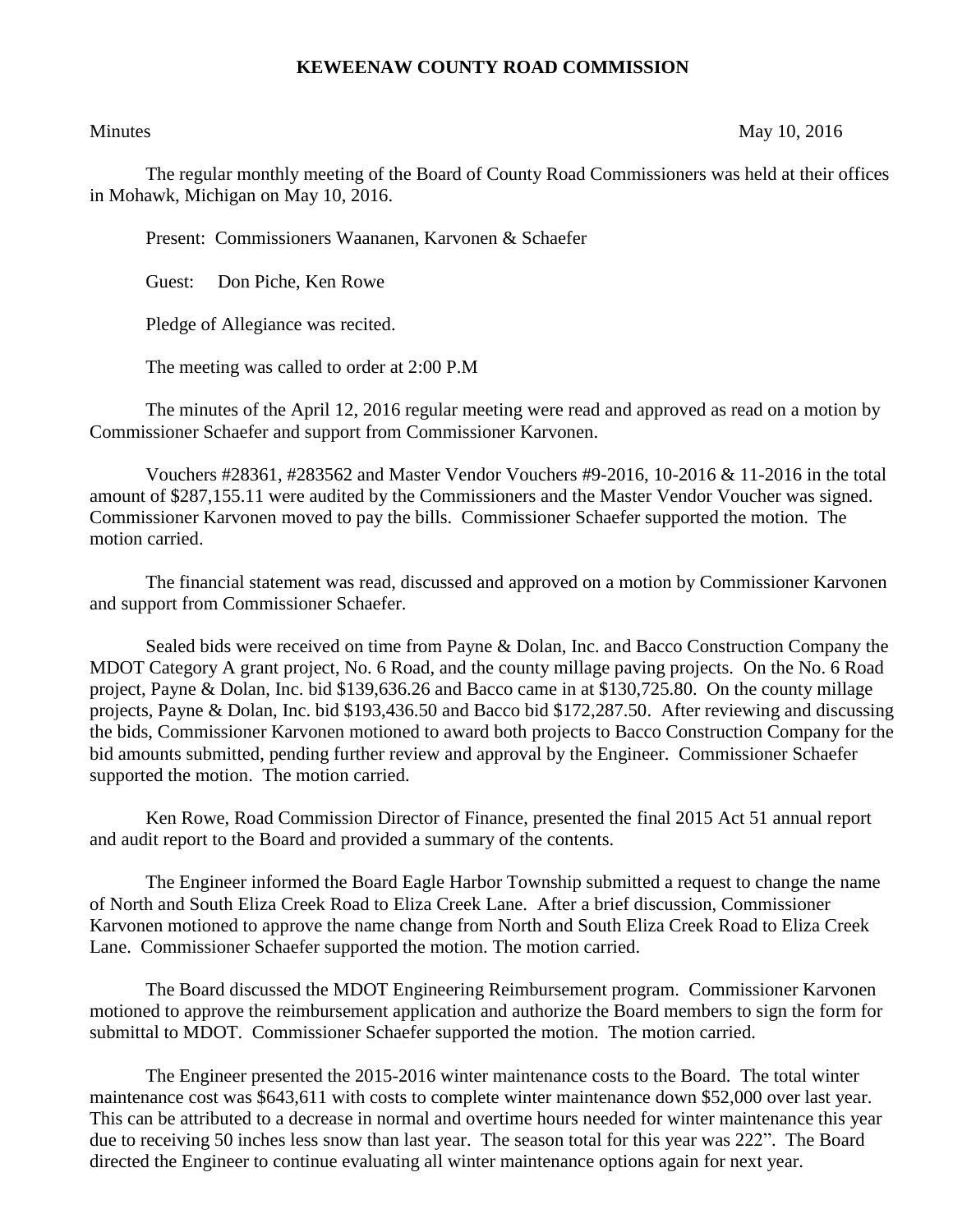# KEWEENAW COUNTY ROAD COMMISSION

Minutes May 10, 2016

The regular monthly meeting of the Board of County Road Commissioners was held at their offices in Mohawk, Michigan on May 10, 2016.

Present: Commissioners Waananen, Karvonen & Schaefer

Guest: Don Piche, Ken Rowe

Pledge of Allegiance was recited.

The meeting was called to order at 2:00 P.M

The minutes of the April 12, 2016 regular meeting were read and approved as read on a motion by Commissioner Schaefer and support from Commissioner Karvonen.

Vouchers #28361, #283562 and Master Vendor Vouchers #9-2016, 10-2016 & 11-2016 in the total amount of $287,155.11 were audited by the Commissioners and the Master Vendor Voucher was signed. Commissioner Karvonen moved to pay the bills. Commissioner Schaefer supported the motion. The motion carried.

The financial statement was read, discussed and approved on a motion by Commissioner Karvonen and support from Commissioner Schaefer.

Sealed bids were received on time from Payne & Dolan, Inc. and Bacco Construction Company the MDOT Category A grant project, No. 6 Road, and the county millage paving projects. On the No. 6 Road project, Payne & Dolan, Inc. bid $139,636.26 and Bacco came in at $130,725.80. On the county millage projects, Payne & Dolan, Inc. bid $193,436.50 and Bacco bid $172,287.50. After reviewing and discussing the bids, Commissioner Karvonen motioned to award both projects to Bacco Construction Company for the bid amounts submitted, pending further review and approval by the Engineer. Commissioner Schaefer supported the motion. The motion carried.

Ken Rowe, Road Commission Director of Finance, presented the final 2015 Act 51 annual report and audit report to the Board and provided a summary of the contents.

The Engineer informed the Board Eagle Harbor Township submitted a request to change the name of North and South Eliza Creek Road to Eliza Creek Lane. After a brief discussion, Commissioner Karvonen motioned to approve the name change from North and South Eliza Creek Road to Eliza Creek Lane. Commissioner Schaefer supported the motion. The motion carried.

The Board discussed the MDOT Engineering Reimbursement program. Commissioner Karvonen motioned to approve the reimbursement application and authorize the Board members to sign the form for submittal to MDOT. Commissioner Schaefer supported the motion. The motion carried.

The Engineer presented the 2015-2016 winter maintenance costs to the Board. The total winter maintenance cost was $643,611 with costs to complete winter maintenance down $52,000 over last year. This can be attributed to a decrease in normal and overtime hours needed for winter maintenance this year due to receiving 50 inches less snow than last year. The season total for this year was 222". The Board directed the Engineer to continue evaluating all winter maintenance options again for next year.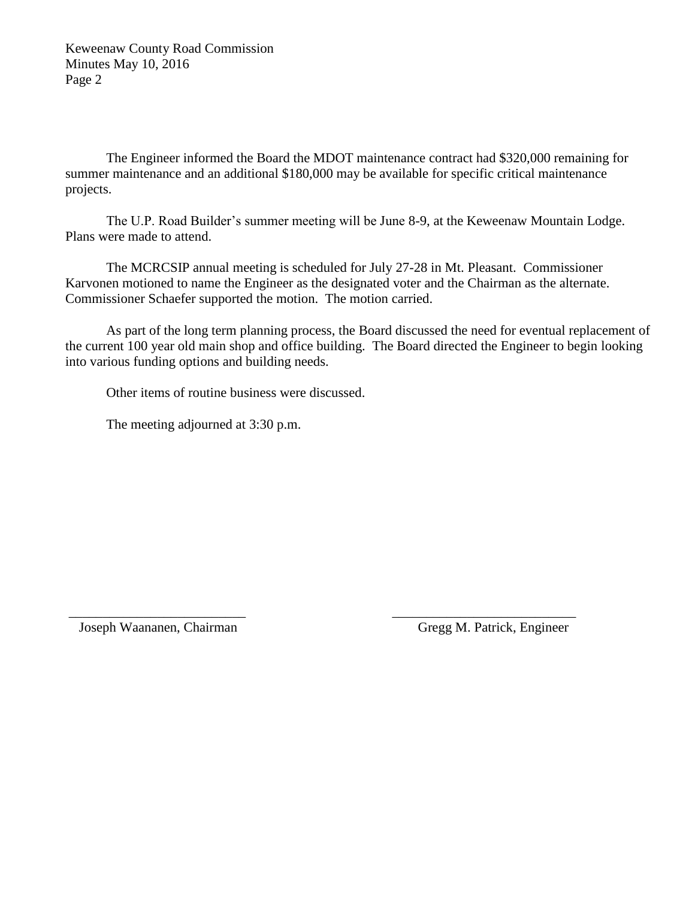The Engineer informed the Board the MDOT maintenance contract had $320,000 remaining for summer maintenance and an additional $180,000 may be available for specific critical maintenance projects.

The U.P. Road Builder's summer meeting will be June 8-9, at the Keweenaw Mountain Lodge. Plans were made to attend.

The MCRCSIP annual meeting is scheduled for July 27-28 in Mt. Pleasant. Commissioner Karvonen motioned to name the Engineer as the designated voter and the Chairman as the alternate. Commissioner Schaefer supported the motion. The motion carried.

As part of the long term planning process, the Board discussed the need for eventual replacement of the current 100 year old main shop and office building. The Board directed the Engineer to begin looking into various funding options and building needs.

Other items of routine business were discussed.

The meeting adjourned at 3:30 p.m.

| | |
|---|---|
| ___________________________ | ___________________________ |
| Joseph Waananen, Chairman | Gregg M. Patrick, Engineer |